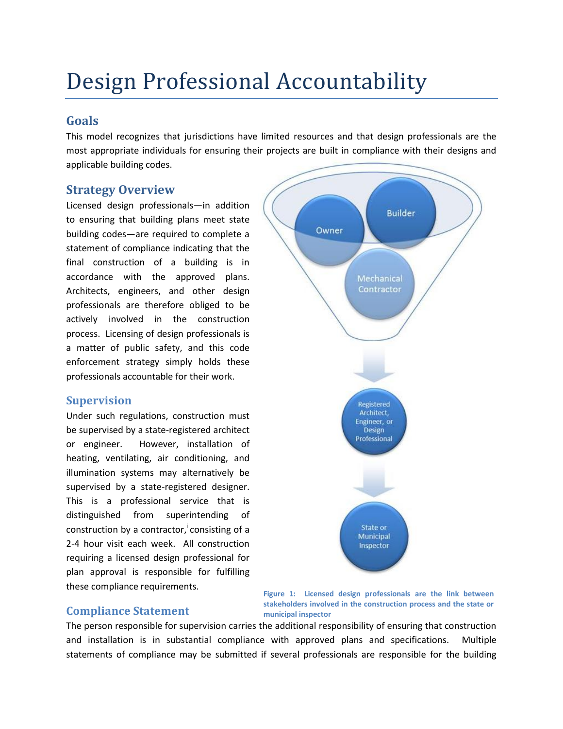# Design Professional Accountability

## Goals

This model recognizes that jurisdictions have limited resources and that design professionals are the most appropriate individuals for ensuring their projects are built in compliance with their designs and applicable building codes.

## Strategy Overview

Licensed design professionals—in addition to ensuring that building plans meet state building codes—are required to complete a statement of compliance indicating that the final construction of a building is in accordance with the approved plans. Architects, engineers, and other design professionals are therefore obliged to be actively involved in the construction process. Licensing of design professionals is a matter of public safety, and this code enforcement strategy simply holds these professionals accountable for their work.

## Supervision

Under such regulations, construction must be supervised by a state-registered architect or engineer. However, installation of heating, ventilating, air conditioning, and illumination systems may alternatively be supervised by a state-registered designer. This is a professional service that is distinguished from superintending of construction by a contractor,[i] consisting of a 2-4 hour visit each week. All construction requiring a licensed design professional for plan approval is responsible for fulfilling these compliance requirements.

Owner

Builder

Mechanical Contractor

Registered Architect, Engineer, or Design Professional

State or Municipal Inspector

**Figure 1: Licensed design professionals are the link between stakeholders involved in the construction process and the state or municipal inspector**

## Compliance Statement

The person responsible for supervision carries the additional responsibility of ensuring that construction and installation is in substantial compliance with approved plans and specifications. Multiple statements of compliance may be submitted if several professionals are responsible for the building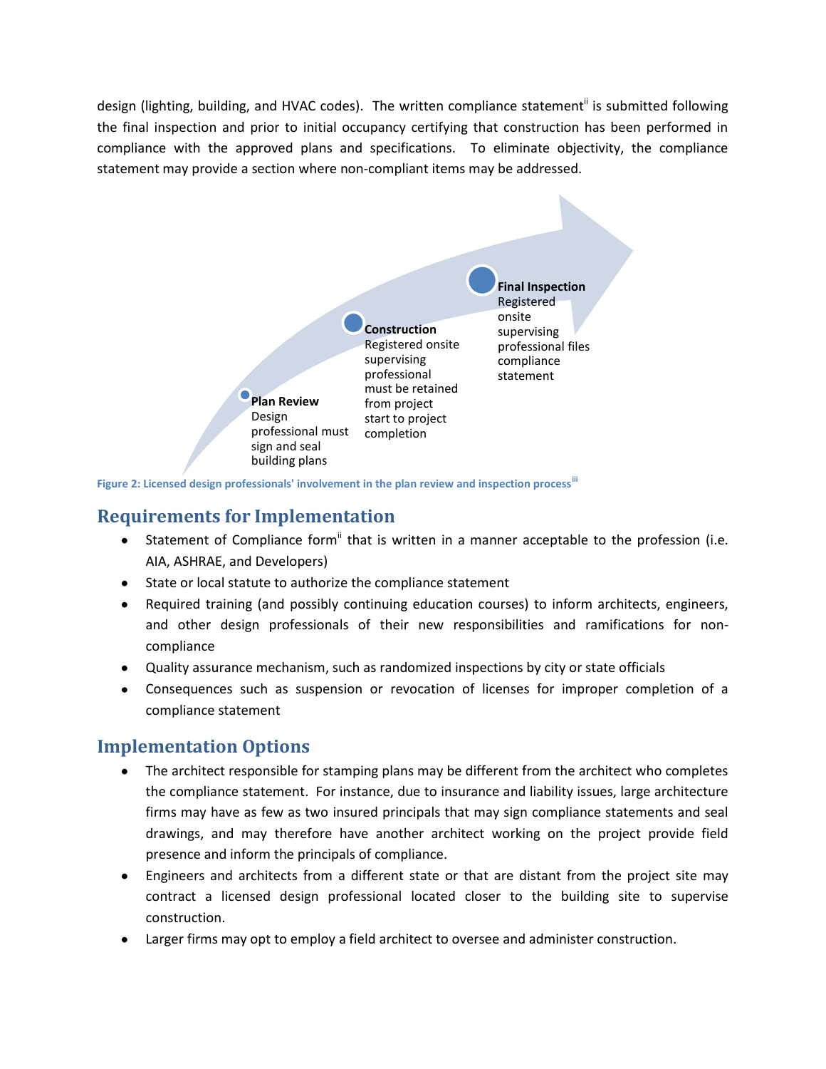design (lighting, building, and HVAC codes). The written compliance statement[ii] is submitted following the final inspection and prior to initial occupancy certifying that construction has been performed in compliance with the approved plans and specifications. To eliminate objectivity, the compliance statement may provide a section where non-compliant items may be addressed.

**Plan Review**
Design professional must sign and seal building plans

**Construction**
Registered onsite supervising professional must be retained from project start to project completion

**Final Inspection**
Registered onsite supervising professional files compliance statement

Figure 2: Licensed design professionals' involvement in the plan review and inspection process[iii]

## Requirements for Implementation

- Statement of Compliance form[ii] that is written in a manner acceptable to the profession (i.e. AIA, ASHRAE, and Developers)
- State or local statute to authorize the compliance statement
- Required training (and possibly continuing education courses) to inform architects, engineers, and other design professionals of their new responsibilities and ramifications for non-compliance
- Quality assurance mechanism, such as randomized inspections by city or state officials
- Consequences such as suspension or revocation of licenses for improper completion of a compliance statement

## Implementation Options

- The architect responsible for stamping plans may be different from the architect who completes the compliance statement. For instance, due to insurance and liability issues, large architecture firms may have as few as two insured principals that may sign compliance statements and seal drawings, and may therefore have another architect working on the project provide field presence and inform the principals of compliance.
- Engineers and architects from a different state or that are distant from the project site may contract a licensed design professional located closer to the building site to supervise construction.
- Larger firms may opt to employ a field architect to oversee and administer construction.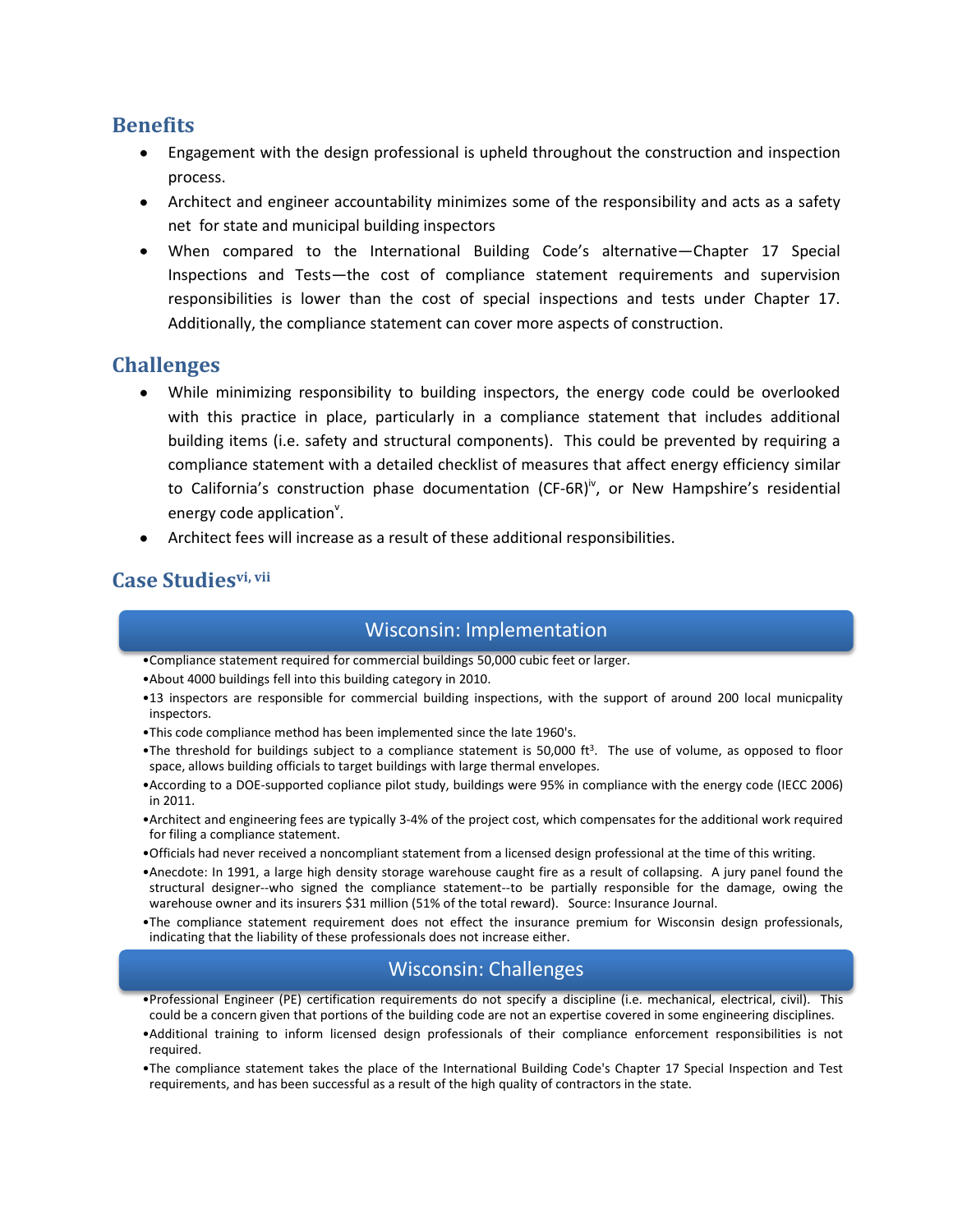## Benefits

- Engagement with the design professional is upheld throughout the construction and inspection process.
- Architect and engineer accountability minimizes some of the responsibility and acts as a safety net for state and municipal building inspectors
- When compared to the International Building Code's alternative—Chapter 17 Special Inspections and Tests—the cost of compliance statement requirements and supervision responsibilities is lower than the cost of special inspections and tests under Chapter 17. Additionally, the compliance statement can cover more aspects of construction.

## Challenges

- While minimizing responsibility to building inspectors, the energy code could be overlooked with this practice in place, particularly in a compliance statement that includes additional building items (i.e. safety and structural components). This could be prevented by requiring a compliance statement with a detailed checklist of measures that affect energy efficiency similar to California's construction phase documentation (CF-6R)[iv], or New Hampshire's residential energy code application[v].
- Architect fees will increase as a result of these additional responsibilities.

## Case Studies[vi, vii]

### Wisconsin: Implementation

- Compliance statement required for commercial buildings 50,000 cubic feet or larger.
- About 4000 buildings fell into this building category in 2010.
- 13 inspectors are responsible for commercial building inspections, with the support of around 200 local municpality inspectors.
- This code compliance method has been implemented since the late 1960's.
- The threshold for buildings subject to a compliance statement is 50,000 $ft^3$. The use of volume, as opposed to floor space, allows building officials to target buildings with large thermal envelopes.
- According to a DOE-supported copliance pilot study, buildings were 95% in compliance with the energy code (IECC 2006) in 2011.
- Architect and engineering fees are typically 3-4% of the project cost, which compensates for the additional work required for filing a compliance statement.
- Officials had never received a noncompliant statement from a licensed design professional at the time of this writing.
- Anecdote: In 1991, a large high density storage warehouse caught fire as a result of collapsing. A jury panel found the structural designer--who signed the compliance statement--to be partially responsible for the damage, owing the warehouse owner and its insurers $31 million (51% of the total reward). Source: Insurance Journal.
- The compliance statement requirement does not effect the insurance premium for Wisconsin design professionals, indicating that the liability of these professionals does not increase either.

### Wisconsin: Challenges

- Professional Engineer (PE) certification requirements do not specify a discipline (i.e. mechanical, electrical, civil). This could be a concern given that portions of the building code are not an expertise covered in some engineering disciplines.
- Additional training to inform licensed design professionals of their compliance enforcement responsibilities is not required.
- The compliance statement takes the place of the International Building Code's Chapter 17 Special Inspection and Test requirements, and has been successful as a result of the high quality of contractors in the state.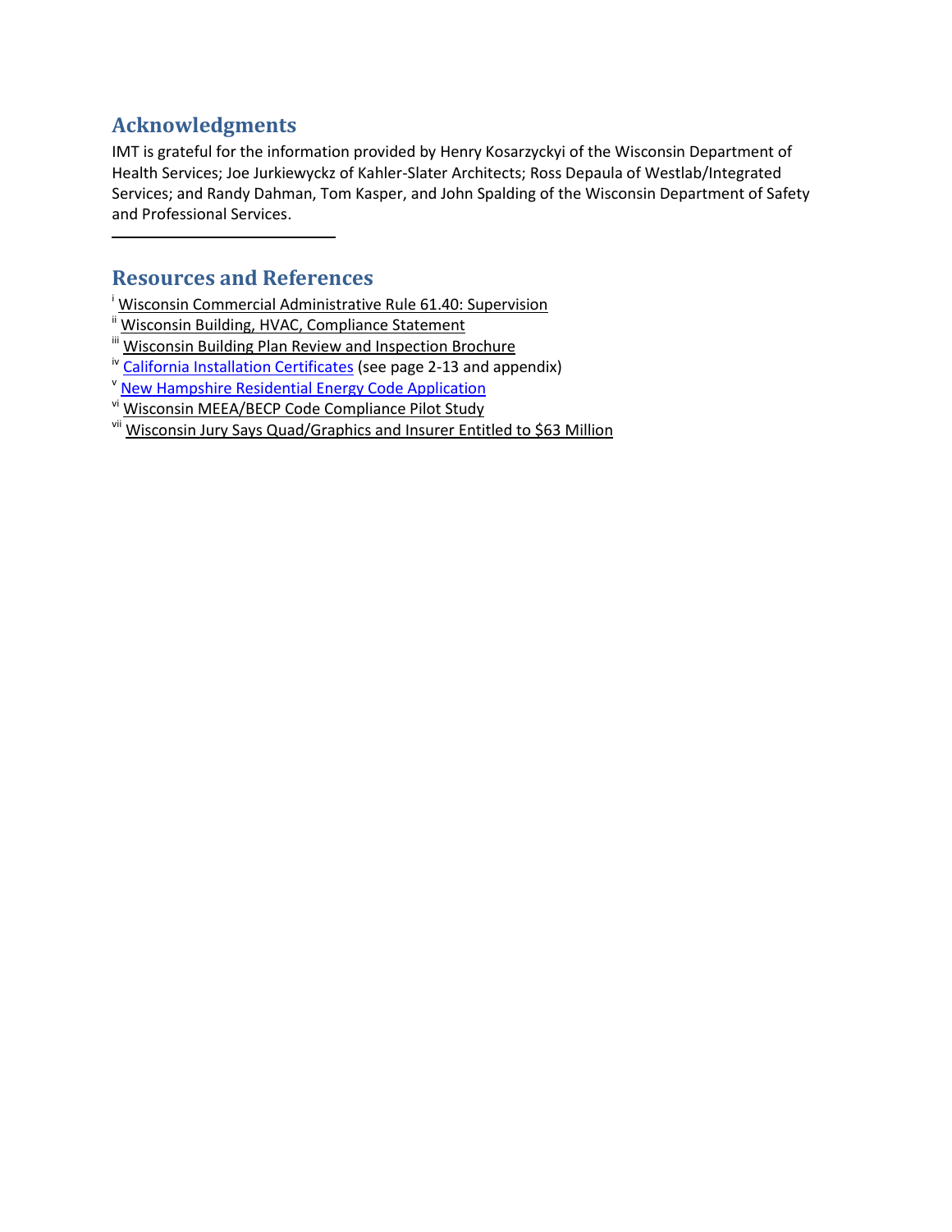## Acknowledgments

IMT is grateful for the information provided by Henry Kosarzyckyi of the Wisconsin Department of Health Services; Joe Jurkiewyckz of Kahler-Slater Architects; Ross Depaula of Westlab/Integrated Services; and Randy Dahman, Tom Kasper, and John Spalding of the Wisconsin Department of Safety and Professional Services.

---

## Resources and References

[i] Wisconsin Commercial Administrative Rule 61.40: Supervision

[ii] Wisconsin Building, HVAC, Compliance Statement

[iii] Wisconsin Building Plan Review and Inspection Brochure

[iv] California Installation Certificates (see page 2-13 and appendix)

[v] New Hampshire Residential Energy Code Application

[vi] Wisconsin MEEA/BECP Code Compliance Pilot Study

[vii] Wisconsin Jury Says Quad/Graphics and Insurer Entitled to $63 Million